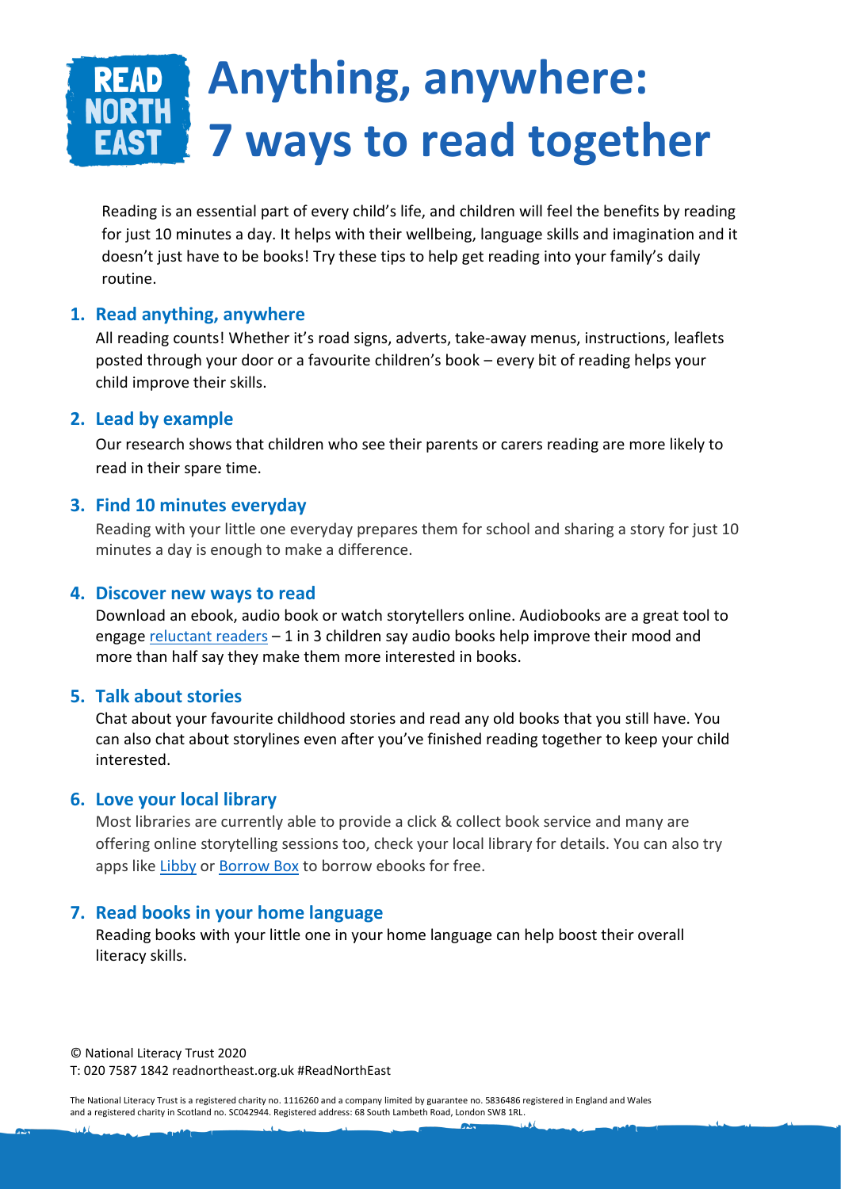# Anything, anywhere: 7 ways to read together

Reading is an essential part of every child's life, and children will feel the benefits by reading for just 10 minutes a day. It helps with their wellbeing, language skills and imagination and it doesn't just have to be books! Try these tips to help get reading into your family's daily routine.

## 1. Read anything, anywhere

All reading counts! Whether it's road signs, adverts, take-away menus, instructions, leaflets posted through your door or a favourite children's book – every bit of reading helps your child improve their skills.

## 2. Lead by example

Our research shows that children who see their parents or carers reading are more likely to read in their spare time.

## 3. Find 10 minutes everyday

Reading with your little one everyday prepares them for school and sharing a story for just 10 minutes a day is enough to make a difference.

## 4. Discover new ways to read

Download an ebook, audio book or watch storytellers online. Audiobooks are a great tool to engage reluctant readers – 1 in 3 children say audio books help improve their mood and more than half say they make them more interested in books.

## 5. Talk about stories

Chat about your favourite childhood stories and read any old books that you still have. You can also chat about storylines even after you've finished reading together to keep your child interested.

## 6. Love your local library

Most libraries are currently able to provide a click & collect book service and many are offering online storytelling sessions too, check your local library for details. You can also try apps like Libby or Borrow Box to borrow ebooks for free.

## 7. Read books in your home language

Reading books with your little one in your home language can help boost their overall literacy skills.

© National Literacy Trust 2020
T: 020 7587 1842 readnortheast.org.uk #ReadNorthEast

The National Literacy Trust is a registered charity no. 1116260 and a company limited by guarantee no. 5836486 registered in England and Wales and a registered charity in Scotland no. SC042944. Registered address: 68 South Lambeth Road, London SW8 1RL.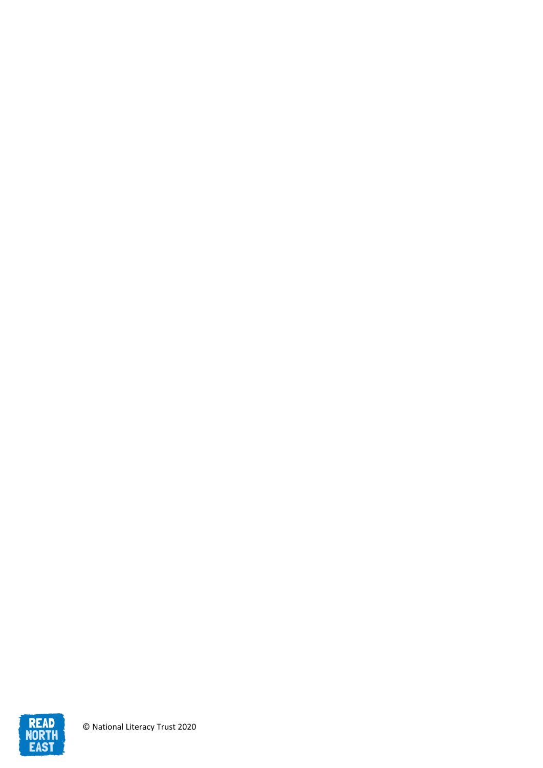© National Literacy Trust 2020